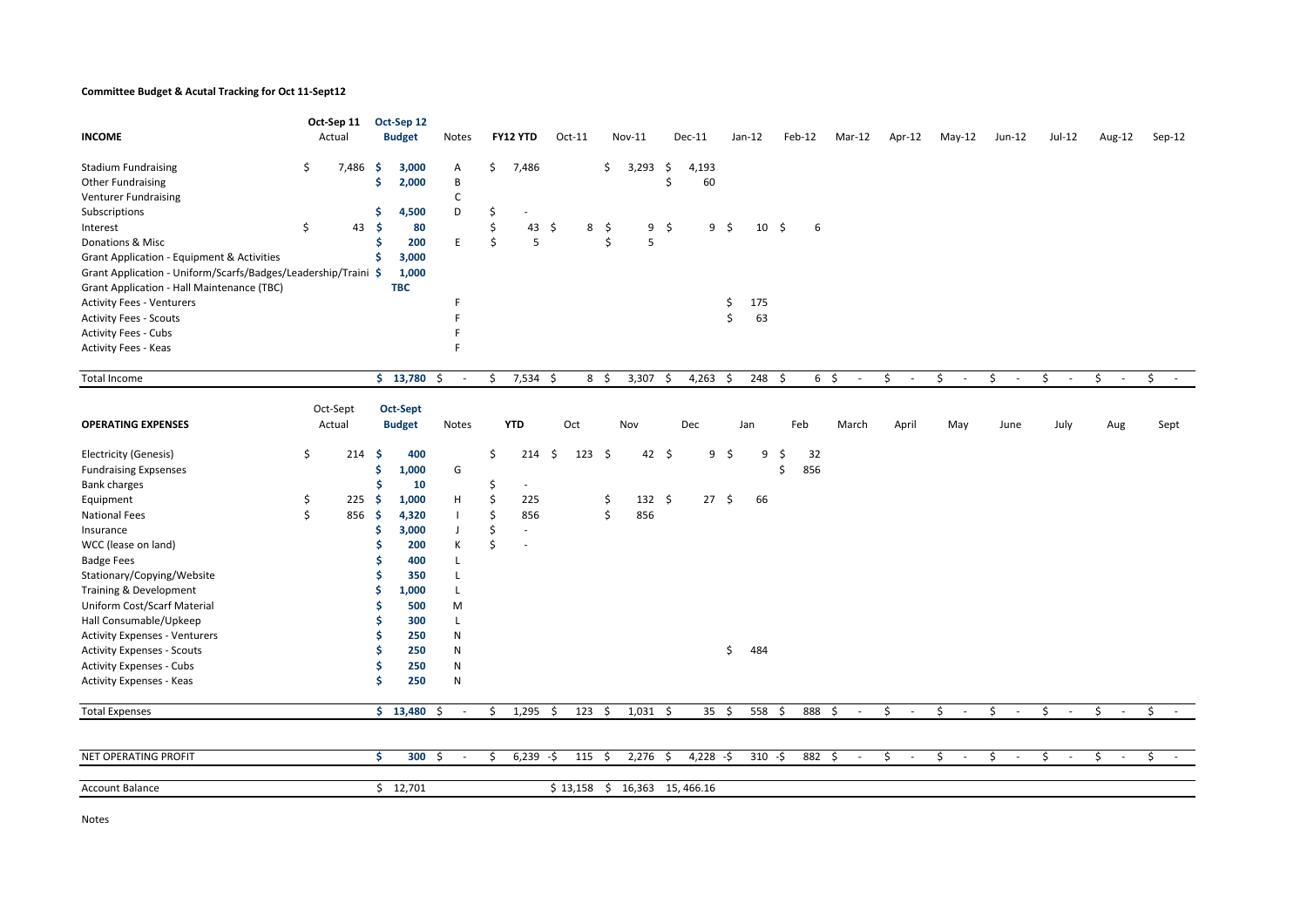**Committee Budget & Acutal Tracking for Oct 11-Sept12**

| INCOME | Oct-Sep 11 Actual | Oct-Sep 12 Budget | Notes | FY12 YTD | Oct-11 | Nov-11 | Dec-11 | Jan-12 | Feb-12 | Mar-12 | Apr-12 | May-12 | Jun-12 | Jul-12 | Aug-12 | Sep-12 |
|---|---|---|---|---|---|---|---|---|---|---|---|---|---|---|---|---|
| Stadium Fundraising | $ 7,486 | $ 3,000 | A | $ 7,486 | | $ 3,293 | $ 4,193 | | | | | | | | | |
| Other Fundraising | | $ 2,000 | B | | | | $ 60 | | | | | | | | | |
| Venturer Fundraising | | | C | | | | | | | | | | | | | |
| Subscriptions | | $ 4,500 | D | $ - | | | | | | | | | | | | |
| Interest | $ 43 | $ 80 | | $ 43 | $ 8 | $ 9 | $ 9 | $ 10 | $ 6 | | | | | | | |
| Donations & Misc | | $ 200 | E | $ 5 | | $ 5 | | | | | | | | | | |
| Grant Application - Equipment & Activities | | $ 3,000 | | | | | | | | | | | | | | |
| Grant Application - Uniform/Scarfs/Badges/Leadership/Traini | | $ 1,000 | | | | | | | | | | | | | | |
| Grant Application - Hall Maintenance (TBC) | | TBC | | | | | | | | | | | | | | |
| Activity Fees - Venturers | | | F | | | | | $ 175 | | | | | | | | |
| Activity Fees - Scouts | | | F | | | | | $ 63 | | | | | | | | |
| Activity Fees - Cubs | | | F | | | | | | | | | | | | | |
| Activity Fees - Keas | | | F | | | | | | | | | | | | | |
| Total Income | | $ 13,780 | $ - | $ 7,534 | $ 8 | $ 3,307 | $ 4,263 | $ 248 | $ 6 | $ - | $ - | $ - | $ - | $ - | $ - | $ - |

| OPERATING EXPENSES | Oct-Sept Actual | Oct-Sept Budget | Notes | YTD | Oct | Nov | Dec | Jan | Feb | March | April | May | June | July | Aug | Sept |
|---|---|---|---|---|---|---|---|---|---|---|---|---|---|---|---|---|
| Electricity (Genesis) | $ 214 | $ 400 | | $ 214 | $ 123 | $ 42 | $ 9 | $ 9 | $ 32 | | | | | | | |
| Fundraising Expsenses | | $ 1,000 | G | | | | | | $ 856 | | | | | | | |
| Bank charges | | $ 10 | | $ - | | | | | | | | | | | | |
| Equipment | $ 225 | $ 1,000 | H | $ 225 | | $ 132 | $ 27 | $ 66 | | | | | | | | |
| National Fees | $ 856 | $ 4,320 | I | $ 856 | | $ 856 | | | | | | | | | | |
| Insurance | | $ 3,000 | J | $ - | | | | | | | | | | | | |
| WCC (lease on land) | | $ 200 | K | $ - | | | | | | | | | | | | |
| Badge Fees | | $ 400 | L | | | | | | | | | | | | | |
| Stationary/Copying/Website | | $ 350 | L | | | | | | | | | | | | | |
| Training & Development | | $ 1,000 | L | | | | | | | | | | | | | |
| Uniform Cost/Scarf Material | | $ 500 | M | | | | | | | | | | | | | |
| Hall Consumable/Upkeep | | $ 300 | L | | | | | | | | | | | | | |
| Activity Expenses - Venturers | | $ 250 | N | | | | | | | | | | | | | |
| Activity Expenses - Scouts | | $ 250 | N | | | | | $ 484 | | | | | | | | |
| Activity Expenses - Cubs | | $ 250 | N | | | | | | | | | | | | | |
| Activity Expenses - Keas | | $ 250 | N | | | | | | | | | | | | | |
| Total Expenses | | $ 13,480 | $ - | $ 1,295 | $ 123 | $ 1,031 | $ 35 | $ 558 | $ 888 | $ - | $ - | $ - | $ - | $ - | $ - | $ - |
| NET OPERATING PROFIT | | $ 300 | $ - | $ 6,239 | -$ 115 | $ 2,276 | $ 4,228 | -$ 310 | -$ 882 | $ - | $ - | $ - | $ - | $ - | $ - | $ - |
| Account Balance | | $ 12,701 | | | $ 13,158 | $ 16,363 | 15, 466.16 | | | | | | | | | |

Notes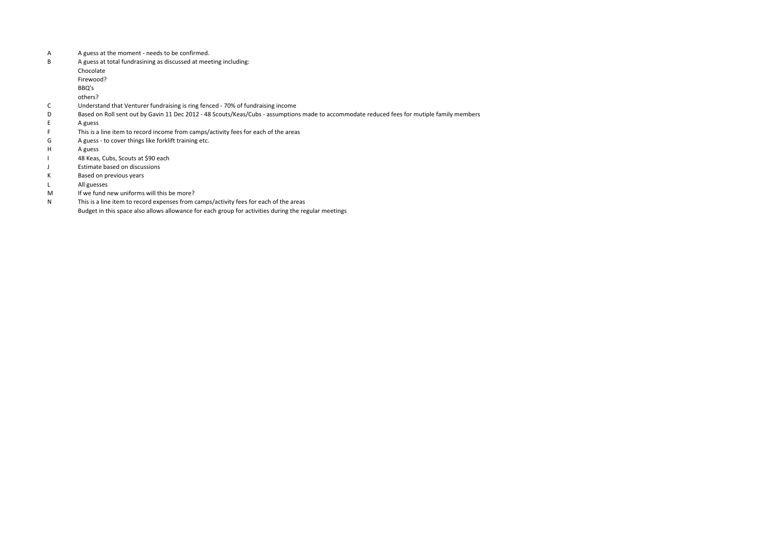| | |
|---|---|
| A | A guess at the moment - needs to be confirmed. |
| B | A guess at total fundrasining as discussed at meeting including: |
| | Chocolate |
| | Firewood? |
| | BBQ's |
| | others? |
| C | Understand that Venturer fundraising is ring fenced - 70% of fundraising income |
| D | Based on Roll sent out by Gavin 11 Dec 2012 - 48 Scouts/Keas/Cubs - assumptions made to accommodate reduced fees for mutiple family members |
| E | A guess |
| F | This is a line item to record income from camps/activity fees for each of the areas |
| G | A guess - to cover things like forklift training etc. |
| H | A guess |
| I | 48 Keas, Cubs, Scouts at $90 each |
| J | Estimate based on discussions |
| K | Based on previous years |
| L | All guesses |
| M | If we fund new uniforms will this be more? |
| N | This is a line item to record expenses from camps/activity fees for each of the areas |
| | Budget in this space also allows allowance for each group for activities during the regular meetings |